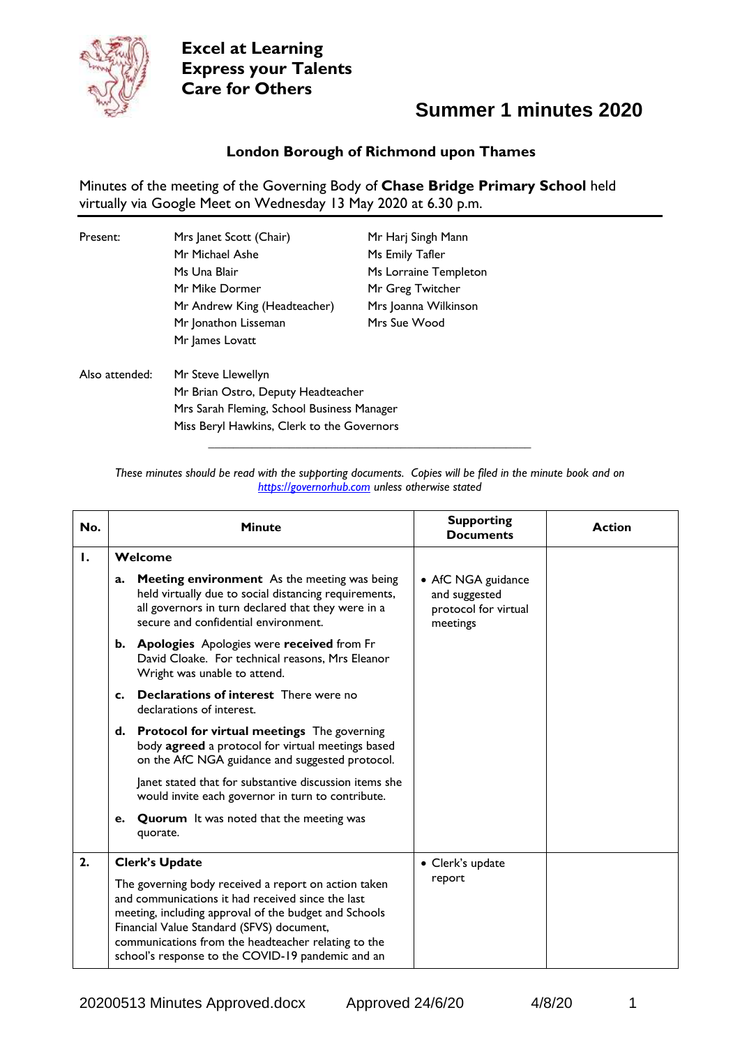**Excel at Learning**
**Express your Talents**
**Care for Others**

# Summer 1 minutes 2020

## London Borough of Richmond upon Thames

Minutes of the meeting of the Governing Body of **Chase Bridge Primary School** held virtually via Google Meet on Wednesday 13 May 2020 at 6.30 p.m.

| | | |
|---|---|---|
| Present: | Mrs Janet Scott (Chair) | Mr Harj Singh Mann |
| | Mr Michael Ashe | Ms Emily Tafler |
| | Ms Una Blair | Ms Lorraine Templeton |
| | Mr Mike Dormer | Mr Greg Twitcher |
| | Mr Andrew King (Headteacher) | Mrs Joanna Wilkinson |
| | Mr Jonathon Lisseman | Mrs Sue Wood |
| | Mr James Lovatt | |

| | |
|---|---|
| Also attended: | Mr Steve Llewellyn |
| | Mr Brian Ostro, Deputy Headteacher |
| | Mrs Sarah Fleming, School Business Manager |
| | Miss Beryl Hawkins, Clerk to the Governors |

*These minutes should be read with the supporting documents. Copies will be filed in the minute book and on [https://governorhub.com](https://governorhub.com) unless otherwise stated*

| No. | Minute | Supporting Documents | Action |
|---|---|---|---|
| **1.** | **Welcome**<br><br>**a. Meeting environment** As the meeting was being held virtually due to social distancing requirements, all governors in turn declared that they were in a secure and confidential environment.<br><br>**b. Apologies** Apologies were **received** from Fr David Cloake. For technical reasons, Mrs Eleanor Wright was unable to attend.<br><br>**c. Declarations of interest** There were no declarations of interest.<br><br>**d. Protocol for virtual meetings** The governing body **agreed** a protocol for virtual meetings based on the AfC NGA guidance and suggested protocol.<br><br>Janet stated that for substantive discussion items she would invite each governor in turn to contribute.<br><br>**e. Quorum** It was noted that the meeting was quorate. | • AfC NGA guidance and suggested protocol for virtual meetings | |
| **2.** | **Clerk's Update**<br><br>The governing body received a report on action taken and communications it had received since the last meeting, including approval of the budget and Schools Financial Value Standard (SFVS) document, communications from the headteacher relating to the school's response to the COVID-19 pandemic and an | • Clerk's update report | |

20200513 Minutes Approved.docx    Approved 24/6/20    4/8/20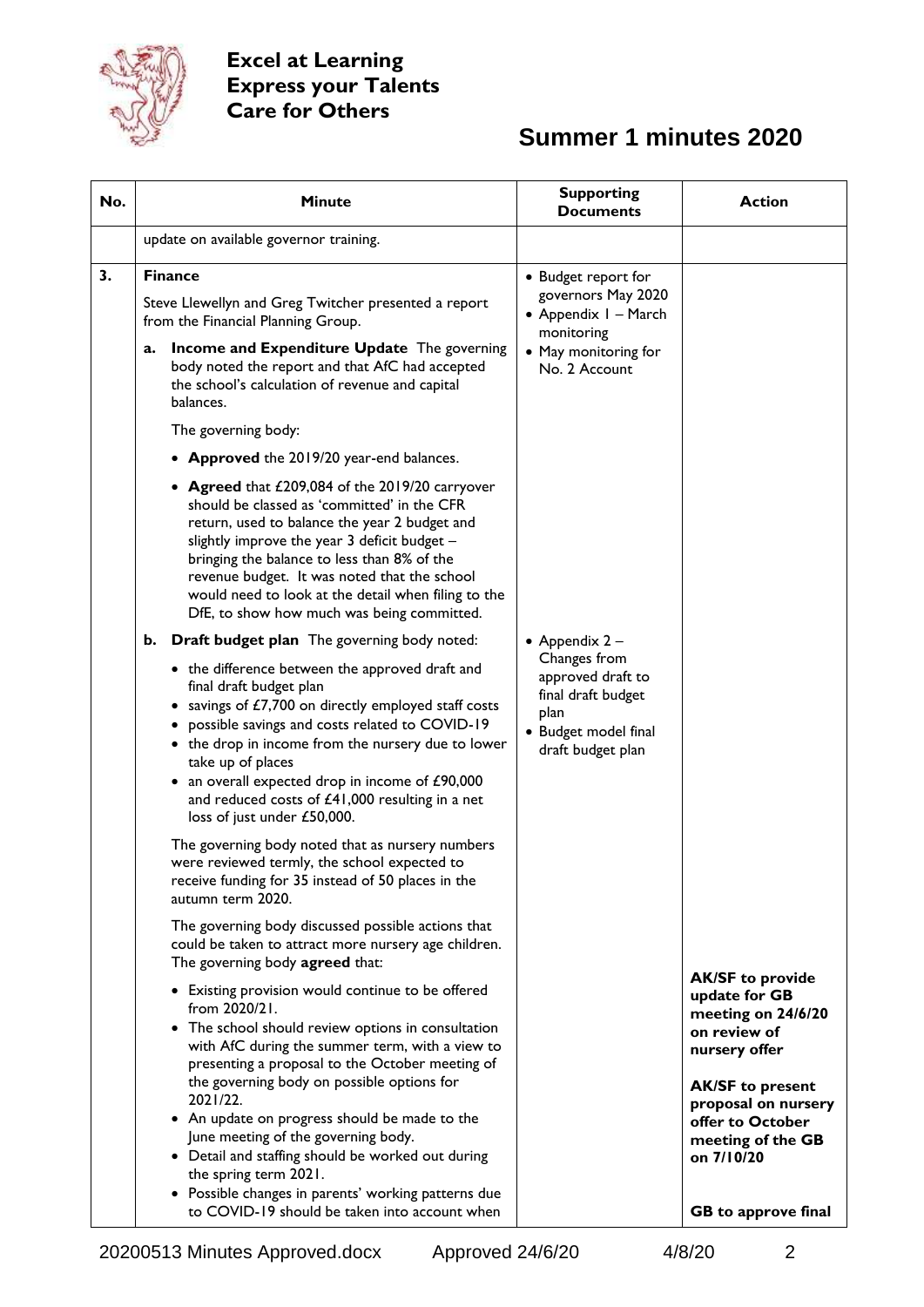| No. | Minute | Supporting Documents | Action |
|---|---|---|---|
| | update on available governor training. | | |
| **3.** | **Finance**<br><br>Steve Llewellyn and Greg Twitcher presented a report from the Financial Planning Group.<br><br>**a. Income and Expenditure Update** The governing body noted the report and that AfC had accepted the school's calculation of revenue and capital balances.<br><br>The governing body:<br><br>• **Approved** the 2019/20 year-end balances.<br><br>• **Agreed** that £209,084 of the 2019/20 carryover should be classed as 'committed' in the CFR return, used to balance the year 2 budget and slightly improve the year 3 deficit budget – bringing the balance to less than 8% of the revenue budget. It was noted that the school would need to look at the detail when filing to the DfE, to show how much was being committed. | • Budget report for governors May 2020<br>• Appendix 1 – March monitoring<br>• May monitoring for No. 2 Account | |
| | **b. Draft budget plan** The governing body noted:<br><br>• the difference between the approved draft and final draft budget plan<br>• savings of £7,700 on directly employed staff costs<br>• possible savings and costs related to COVID-19<br>• the drop in income from the nursery due to lower take up of places<br>• an overall expected drop in income of £90,000 and reduced costs of £41,000 resulting in a net loss of just under £50,000.<br><br>The governing body noted that as nursery numbers were reviewed termly, the school expected to receive funding for 35 instead of 50 places in the autumn term 2020.<br><br>The governing body discussed possible actions that could be taken to attract more nursery age children. The governing body **agreed** that:<br><br>• Existing provision would continue to be offered from 2020/21.<br>• The school should review options in consultation with AfC during the summer term, with a view to presenting a proposal to the October meeting of the governing body on possible options for 2021/22.<br>• An update on progress should be made to the June meeting of the governing body.<br>• Detail and staffing should be worked out during the spring term 2021.<br>• Possible changes in parents' working patterns due to COVID-19 should be taken into account when | • Appendix 2 – Changes from approved draft to final draft budget plan<br>• Budget model final draft budget plan | **AK/SF to provide update for GB meeting on 24/6/20 on review of nursery offer**<br><br>**AK/SF to present proposal on nursery offer to October meeting of the GB on 7/10/20**<br><br>**GB to approve final** |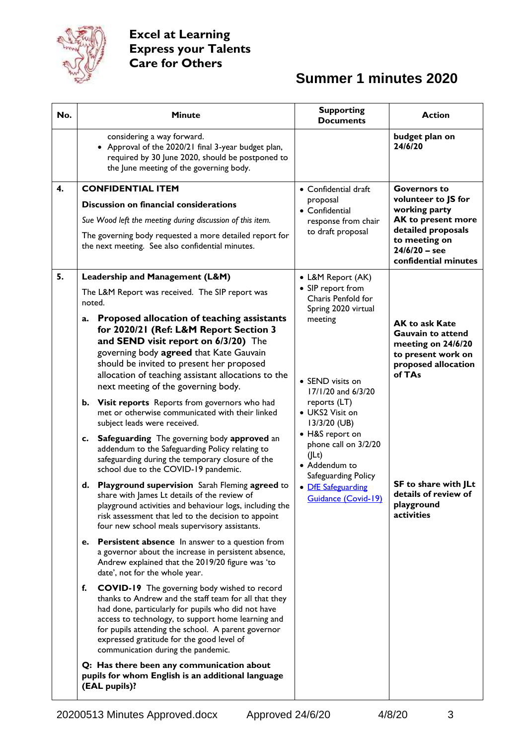**Excel at Learning**
**Express your Talents**
**Care for Others**

# Summer 1 minutes 2020

| No. | Minute | Supporting Documents | Action |
|---|---|---|---|
| | considering a way forward.<br>• Approval of the 2020/21 final 3-year budget plan, required by 30 June 2020, should be postponed to the June meeting of the governing body. | | **budget plan on 24/6/20** |
| **4.** | **CONFIDENTIAL ITEM**<br>**Discussion on financial considerations**<br>*Sue Wood left the meeting during discussion of this item.*<br>The governing body requested a more detailed report for the next meeting. See also confidential minutes. | • Confidential draft proposal<br>• Confidential response from chair to draft proposal | **Governors to volunteer to JS for working party**<br>**AK to present more detailed proposals to meeting on 24/6/20 – see confidential minutes** |
| **5.** | **Leadership and Management (L&M)**<br>The L&M Report was received. The SIP report was noted.<br>**a. Proposed allocation of teaching assistants for 2020/21 (Ref: L&M Report Section 3 and SEND visit report on 6/3/20)** The governing body **agreed** that Kate Gauvain should be invited to present her proposed allocation of teaching assistant allocations to the next meeting of the governing body.<br>**b. Visit reports** Reports from governors who had met or otherwise communicated with their linked subject leads were received.<br>**c. Safeguarding** The governing body **approved** an addendum to the Safeguarding Policy relating to safeguarding during the temporary closure of the school due to the COVID-19 pandemic.<br>**d. Playground supervision** Sarah Fleming **agreed** to share with James Lt details of the review of playground activities and behaviour logs, including the risk assessment that led to the decision to appoint four new school meals supervisory assistants.<br>**e. Persistent absence** In answer to a question from a governor about the increase in persistent absence, Andrew explained that the 2019/20 figure was 'to date', not for the whole year.<br>**f. COVID-19** The governing body wished to record thanks to Andrew and the staff team for all that they had done, particularly for pupils who did not have access to technology, to support home learning and for pupils attending the school. A parent governor expressed gratitude for the good level of communication during the pandemic.<br>**Q: Has there been any communication about pupils for whom English is an additional language (EAL pupils)?** | • L&M Report (AK)<br>• SIP report from Charis Penfold for Spring 2020 virtual meeting<br>• SEND visits on 17/1/20 and 6/3/20 reports (LT)<br>• UKS2 Visit on 13/3/20 (UB)<br>• H&S report on phone call on 3/2/20 (JLt)<br>• Addendum to Safeguarding Policy<br>• DfE Safeguarding Guidance (Covid-19) | **AK to ask Kate Gauvain to attend meeting on 24/6/20 to present work on proposed allocation of TAs**<br>**SF to share with JLt details of review of playground activities** |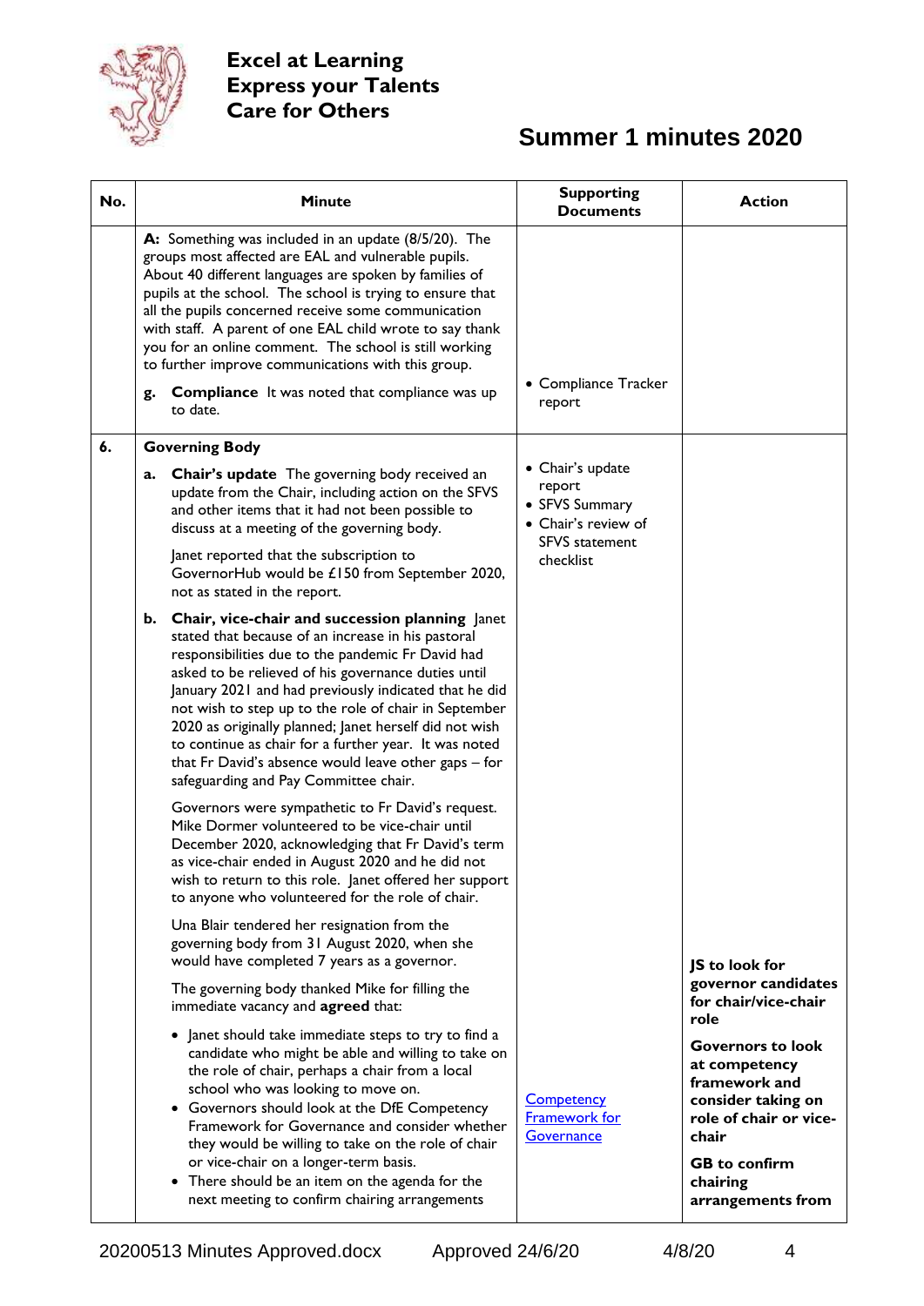**Excel at Learning**
**Express your Talents**
**Care for Others**

# Summer 1 minutes 2020

| No. | Minute | Supporting Documents | Action |
|---|---|---|---|
| | **A:** Something was included in an update (8/5/20). The groups most affected are EAL and vulnerable pupils. About 40 different languages are spoken by families of pupils at the school. The school is trying to ensure that all the pupils concerned receive some communication with staff. A parent of one EAL child wrote to say thank you for an online comment. The school is still working to further improve communications with this group.<br><br>**g. Compliance** It was noted that compliance was up to date. | • Compliance Tracker report | |
| **6.** | **Governing Body**<br><br>**a. Chair's update** The governing body received an update from the Chair, including action on the SFVS and other items that it had not been possible to discuss at a meeting of the governing body.<br><br>Janet reported that the subscription to GovernorHub would be £150 from September 2020, not as stated in the report.<br><br>**b. Chair, vice-chair and succession planning** Janet stated that because of an increase in his pastoral responsibilities due to the pandemic Fr David had asked to be relieved of his governance duties until January 2021 and had previously indicated that he did not wish to step up to the role of chair in September 2020 as originally planned; Janet herself did not wish to continue as chair for a further year. It was noted that Fr David's absence would leave other gaps – for safeguarding and Pay Committee chair.<br><br>Governors were sympathetic to Fr David's request. Mike Dormer volunteered to be vice-chair until December 2020, acknowledging that Fr David's term as vice-chair ended in August 2020 and he did not wish to return to this role. Janet offered her support to anyone who volunteered for the role of chair.<br><br>Una Blair tendered her resignation from the governing body from 31 August 2020, when she would have completed 7 years as a governor.<br><br>The governing body thanked Mike for filling the immediate vacancy and **agreed** that:<br><br>• Janet should take immediate steps to try to find a candidate who might be able and willing to take on the role of chair, perhaps a chair from a local school who was looking to move on.<br>• Governors should look at the DfE Competency Framework for Governance and consider whether they would be willing to take on the role of chair or vice-chair on a longer-term basis.<br>• There should be an item on the agenda for the next meeting to confirm chairing arrangements | • Chair's update report<br>• SFVS Summary<br>• Chair's review of SFVS statement checklist<br><br>[Competency Framework for Governance]() | **JS to look for governor candidates for chair/vice-chair role**<br><br>**Governors to look at competency framework and consider taking on role of chair or vice-chair**<br><br>**GB to confirm chairing arrangements from** |

20200513 Minutes Approved.docx Approved 24/6/20 4/8/20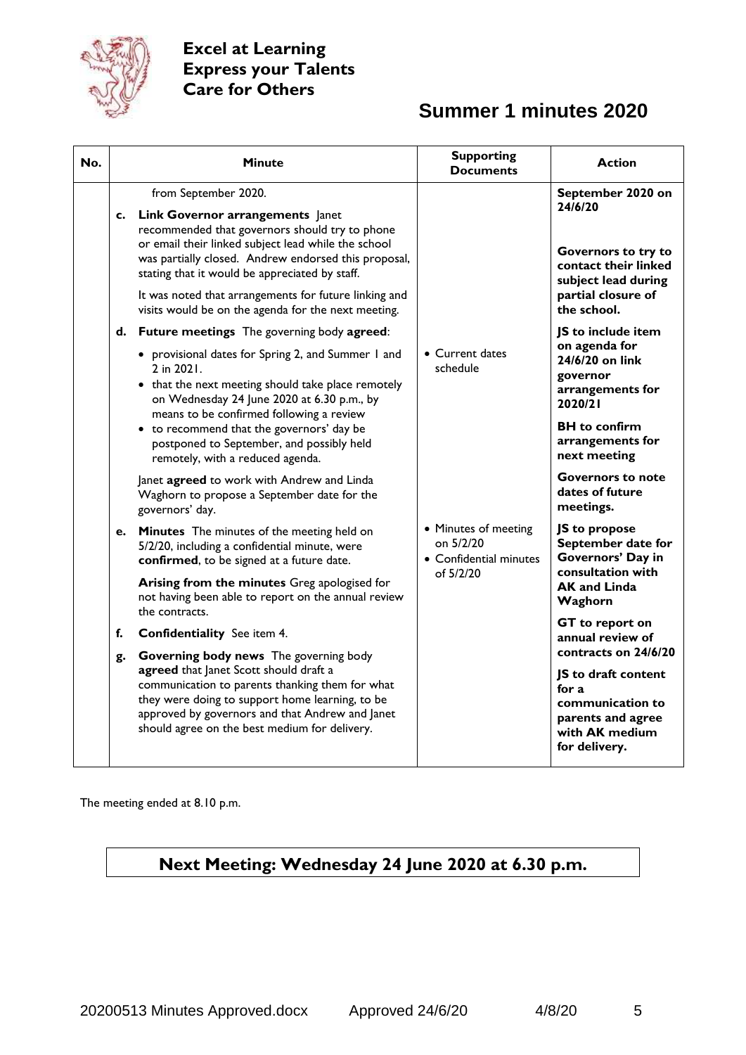**Excel at Learning**
**Express your Talents**
**Care for Others**

# Summer 1 minutes 2020

| No. | | Minute | Supporting Documents | Action |
|---|---|---|---|---|
| | | from September 2020. | | **September 2020 on 24/6/20** |
| | c. | **Link Governor arrangements** Janet recommended that governors should try to phone or email their linked subject lead while the school was partially closed. Andrew endorsed this proposal, stating that it would be appreciated by staff. It was noted that arrangements for future linking and visits would be on the agenda for the next meeting. | | **Governors to try to contact their linked subject lead during partial closure of the school.** |
| | d. | **Future meetings** The governing body **agreed**: • provisional dates for Spring 2, and Summer 1 and 2 in 2021. • that the next meeting should take place remotely on Wednesday 24 June 2020 at 6.30 p.m., by means to be confirmed following a review • to recommend that the governors' day be postponed to September, and possibly held remotely, with a reduced agenda. Janet **agreed** to work with Andrew and Linda Waghorn to propose a September date for the governors' day. | • Current dates schedule | **JS to include item on agenda for 24/6/20 on link governor arrangements for 2020/21** **BH to confirm arrangements for next meeting** **Governors to note dates of future meetings.** **JS to propose September date for Governors' Day in consultation with AK and Linda Waghorn** |
| | e. | **Minutes** The minutes of the meeting held on 5/2/20, including a confidential minute, were **confirmed**, to be signed at a future date. **Arising from the minutes** Greg apologised for not having been able to report on the annual review the contracts. | • Minutes of meeting on 5/2/20 • Confidential minutes of 5/2/20 | **GT to report on annual review of contracts on 24/6/20** |
| | f. | **Confidentiality** See item 4. | | |
| | g. | **Governing body news** The governing body **agreed** that Janet Scott should draft a communication to parents thanking them for what they were doing to support home learning, to be approved by governors and that Andrew and Janet should agree on the best medium for delivery. | | **JS to draft content for a communication to parents and agree with AK medium for delivery.** |

The meeting ended at 8.10 p.m.

**Next Meeting: Wednesday 24 June 2020 at 6.30 p.m.**